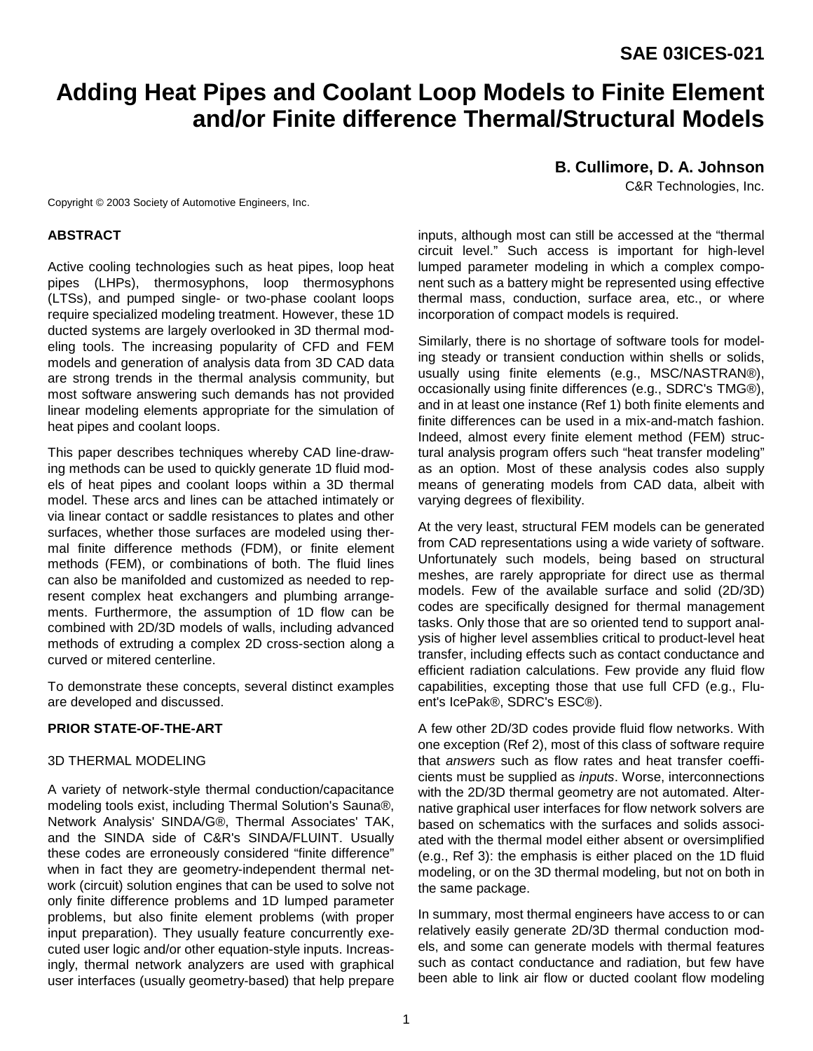SAE 03ICES-021

# Adding Heat Pipes and Coolant Loop Models to Finite Element and/or Finite difference Thermal/Structural Models

**B. Cullimore, D. A. Johnson**

C&R Technologies, Inc.

Copyright © 2003 Society of Automotive Engineers, Inc.

## ABSTRACT

Active cooling technologies such as heat pipes, loop heat pipes (LHPs), thermosyphons, loop thermosyphons (LTSs), and pumped single- or two-phase coolant loops require specialized modeling treatment. However, these 1D ducted systems are largely overlooked in 3D thermal modeling tools. The increasing popularity of CFD and FEM models and generation of analysis data from 3D CAD data are strong trends in the thermal analysis community, but most software answering such demands has not provided linear modeling elements appropriate for the simulation of heat pipes and coolant loops.

This paper describes techniques whereby CAD line-drawing methods can be used to quickly generate 1D fluid models of heat pipes and coolant loops within a 3D thermal model. These arcs and lines can be attached intimately or via linear contact or saddle resistances to plates and other surfaces, whether those surfaces are modeled using thermal finite difference methods (FDM), or finite element methods (FEM), or combinations of both. The fluid lines can also be manifolded and customized as needed to represent complex heat exchangers and plumbing arrangements. Furthermore, the assumption of 1D flow can be combined with 2D/3D models of walls, including advanced methods of extruding a complex 2D cross-section along a curved or mitered centerline.

To demonstrate these concepts, several distinct examples are developed and discussed.

## PRIOR STATE-OF-THE-ART

### 3D THERMAL MODELING

A variety of network-style thermal conduction/capacitance modeling tools exist, including Thermal Solution's Sauna®, Network Analysis' SINDA/G®, Thermal Associates' TAK, and the SINDA side of C&R's SINDA/FLUINT. Usually these codes are erroneously considered "finite difference" when in fact they are geometry-independent thermal network (circuit) solution engines that can be used to solve not only finite difference problems and 1D lumped parameter problems, but also finite element problems (with proper input preparation). They usually feature concurrently executed user logic and/or other equation-style inputs. Increasingly, thermal network analyzers are used with graphical user interfaces (usually geometry-based) that help prepare inputs, although most can still be accessed at the "thermal circuit level." Such access is important for high-level lumped parameter modeling in which a complex component such as a battery might be represented using effective thermal mass, conduction, surface area, etc., or where incorporation of compact models is required.

Similarly, there is no shortage of software tools for modeling steady or transient conduction within shells or solids, usually using finite elements (e.g., MSC/NASTRAN®), occasionally using finite differences (e.g., SDRC's TMG®), and in at least one instance (Ref 1) both finite elements and finite differences can be used in a mix-and-match fashion. Indeed, almost every finite element method (FEM) structural analysis program offers such "heat transfer modeling" as an option. Most of these analysis codes also supply means of generating models from CAD data, albeit with varying degrees of flexibility.

At the very least, structural FEM models can be generated from CAD representations using a wide variety of software. Unfortunately such models, being based on structural meshes, are rarely appropriate for direct use as thermal models. Few of the available surface and solid (2D/3D) codes are specifically designed for thermal management tasks. Only those that are so oriented tend to support analysis of higher level assemblies critical to product-level heat transfer, including effects such as contact conductance and efficient radiation calculations. Few provide any fluid flow capabilities, excepting those that use full CFD (e.g., Fluent's IcePak®, SDRC's ESC®).

A few other 2D/3D codes provide fluid flow networks. With one exception (Ref 2), most of this class of software require that *answers* such as flow rates and heat transfer coefficients must be supplied as *inputs*. Worse, interconnections with the 2D/3D thermal geometry are not automated. Alternative graphical user interfaces for flow network solvers are based on schematics with the surfaces and solids associated with the thermal model either absent or oversimplified (e.g., Ref 3): the emphasis is either placed on the 1D fluid modeling, or on the 3D thermal modeling, but not on both in the same package.

In summary, most thermal engineers have access to or can relatively easily generate 2D/3D thermal conduction models, and some can generate models with thermal features such as contact conductance and radiation, but few have been able to link air flow or ducted coolant flow modeling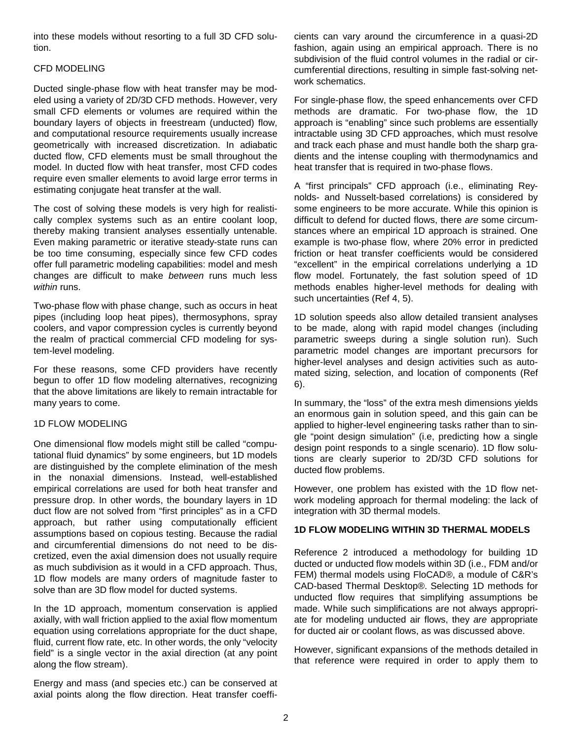into these models without resorting to a full 3D CFD solution.

## CFD MODELING

Ducted single-phase flow with heat transfer may be modeled using a variety of 2D/3D CFD methods. However, very small CFD elements or volumes are required within the boundary layers of objects in freestream (unducted) flow, and computational resource requirements usually increase geometrically with increased discretization. In adiabatic ducted flow, CFD elements must be small throughout the model. In ducted flow with heat transfer, most CFD codes require even smaller elements to avoid large error terms in estimating conjugate heat transfer at the wall.

The cost of solving these models is very high for realistically complex systems such as an entire coolant loop, thereby making transient analyses essentially untenable. Even making parametric or iterative steady-state runs can be too time consuming, especially since few CFD codes offer full parametric modeling capabilities: model and mesh changes are difficult to make *between* runs much less *within* runs.

Two-phase flow with phase change, such as occurs in heat pipes (including loop heat pipes), thermosyphons, spray coolers, and vapor compression cycles is currently beyond the realm of practical commercial CFD modeling for system-level modeling.

For these reasons, some CFD providers have recently begun to offer 1D flow modeling alternatives, recognizing that the above limitations are likely to remain intractable for many years to come.

## 1D FLOW MODELING

One dimensional flow models might still be called "computational fluid dynamics" by some engineers, but 1D models are distinguished by the complete elimination of the mesh in the nonaxial dimensions. Instead, well-established empirical correlations are used for both heat transfer and pressure drop. In other words, the boundary layers in 1D duct flow are not solved from "first principles" as in a CFD approach, but rather using computationally efficient assumptions based on copious testing. Because the radial and circumferential dimensions do not need to be discretized, even the axial dimension does not usually require as much subdivision as it would in a CFD approach. Thus, 1D flow models are many orders of magnitude faster to solve than are 3D flow model for ducted systems.

In the 1D approach, momentum conservation is applied axially, with wall friction applied to the axial flow momentum equation using correlations appropriate for the duct shape, fluid, current flow rate, etc. In other words, the only "velocity field" is a single vector in the axial direction (at any point along the flow stream).

Energy and mass (and species etc.) can be conserved at axial points along the flow direction. Heat transfer coefficients can vary around the circumference in a quasi-2D fashion, again using an empirical approach. There is no subdivision of the fluid control volumes in the radial or circumferential directions, resulting in simple fast-solving network schematics.

For single-phase flow, the speed enhancements over CFD methods are dramatic. For two-phase flow, the 1D approach is "enabling" since such problems are essentially intractable using 3D CFD approaches, which must resolve and track each phase and must handle both the sharp gradients and the intense coupling with thermodynamics and heat transfer that is required in two-phase flows.

A "first principals" CFD approach (i.e., eliminating Reynolds- and Nusselt-based correlations) is considered by some engineers to be more accurate. While this opinion is difficult to defend for ducted flows, there *are* some circumstances where an empirical 1D approach is strained. One example is two-phase flow, where 20% error in predicted friction or heat transfer coefficients would be considered "excellent" in the empirical correlations underlying a 1D flow model. Fortunately, the fast solution speed of 1D methods enables higher-level methods for dealing with such uncertainties (Ref 4, 5).

1D solution speeds also allow detailed transient analyses to be made, along with rapid model changes (including parametric sweeps during a single solution run). Such parametric model changes are important precursors for higher-level analyses and design activities such as automated sizing, selection, and location of components (Ref 6).

In summary, the "loss" of the extra mesh dimensions yields an enormous gain in solution speed, and this gain can be applied to higher-level engineering tasks rather than to single "point design simulation" (i.e, predicting how a single design point responds to a single scenario). 1D flow solutions are clearly superior to 2D/3D CFD solutions for ducted flow problems.

However, one problem has existed with the 1D flow network modeling approach for thermal modeling: the lack of integration with 3D thermal models.

## 1D FLOW MODELING WITHIN 3D THERMAL MODELS

Reference 2 introduced a methodology for building 1D ducted or unducted flow models within 3D (i.e., FDM and/or FEM) thermal models using FloCAD®, a module of C&R's CAD-based Thermal Desktop®. Selecting 1D methods for unducted flow requires that simplifying assumptions be made. While such simplifications are not always appropriate for modeling unducted air flows, they *are* appropriate for ducted air or coolant flows, as was discussed above.

However, significant expansions of the methods detailed in that reference were required in order to apply them to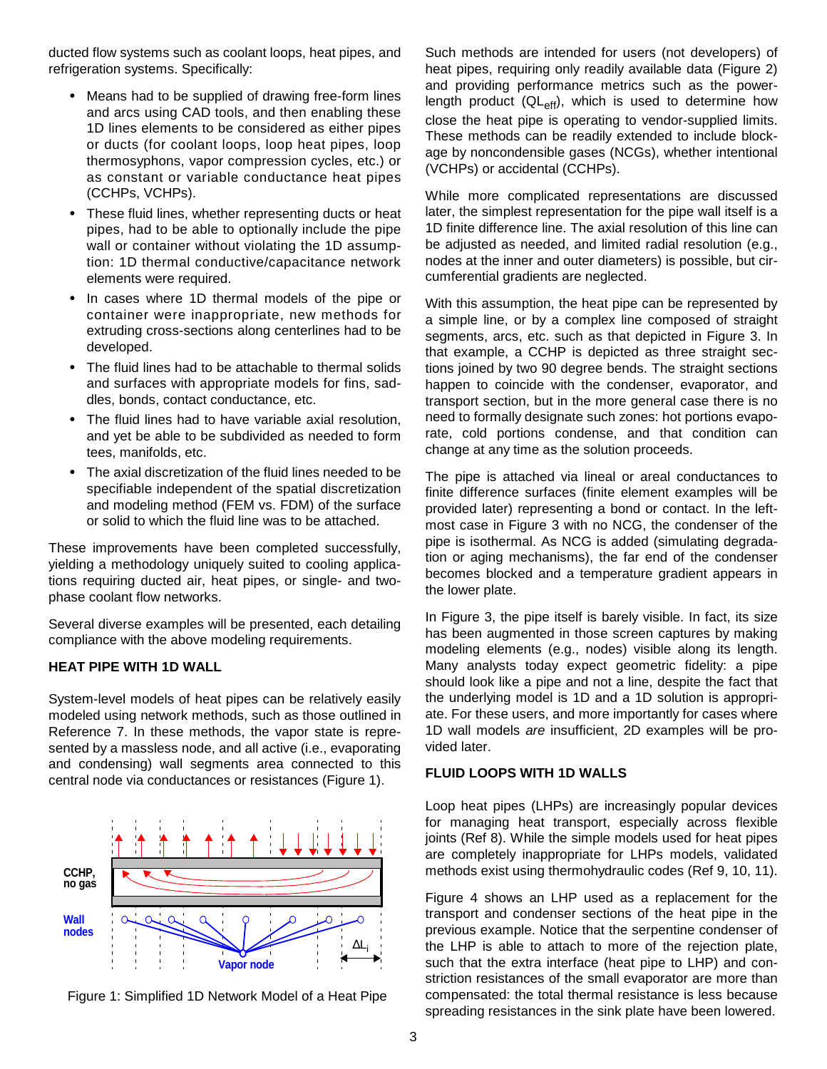ducted flow systems such as coolant loops, heat pipes, and refrigeration systems. Specifically:

- Means had to be supplied of drawing free-form lines and arcs using CAD tools, and then enabling these 1D lines elements to be considered as either pipes or ducts (for coolant loops, loop heat pipes, loop thermosyphons, vapor compression cycles, etc.) or as constant or variable conductance heat pipes (CCHPs, VCHPs).
- These fluid lines, whether representing ducts or heat pipes, had to be able to optionally include the pipe wall or container without violating the 1D assumption: 1D thermal conductive/capacitance network elements were required.
- In cases where 1D thermal models of the pipe or container were inappropriate, new methods for extruding cross-sections along centerlines had to be developed.
- The fluid lines had to be attachable to thermal solids and surfaces with appropriate models for fins, saddles, bonds, contact conductance, etc.
- The fluid lines had to have variable axial resolution, and yet be able to be subdivided as needed to form tees, manifolds, etc.
- The axial discretization of the fluid lines needed to be specifiable independent of the spatial discretization and modeling method (FEM vs. FDM) of the surface or solid to which the fluid line was to be attached.

These improvements have been completed successfully, yielding a methodology uniquely suited to cooling applications requiring ducted air, heat pipes, or single- and two-phase coolant flow networks.

Several diverse examples will be presented, each detailing compliance with the above modeling requirements.

## HEAT PIPE WITH 1D WALL

System-level models of heat pipes can be relatively easily modeled using network methods, such as those outlined in Reference 7. In these methods, the vapor state is represented by a massless node, and all active (i.e., evaporating and condensing) wall segments area connected to this central node via conductances or resistances (Figure 1).

CCHP, no gas

Wall nodes

Vapor node

$\Delta L_i$

Figure 1: Simplified 1D Network Model of a Heat Pipe

Such methods are intended for users (not developers) of heat pipes, requiring only readily available data (Figure 2) and providing performance metrics such as the power-length product ($QL_{eff}$), which is used to determine how close the heat pipe is operating to vendor-supplied limits. These methods can be readily extended to include blockage by noncondensible gases (NCGs), whether intentional (VCHPs) or accidental (CCHPs).

While more complicated representations are discussed later, the simplest representation for the pipe wall itself is a 1D finite difference line. The axial resolution of this line can be adjusted as needed, and limited radial resolution (e.g., nodes at the inner and outer diameters) is possible, but circumferential gradients are neglected.

With this assumption, the heat pipe can be represented by a simple line, or by a complex line composed of straight segments, arcs, etc. such as that depicted in Figure 3. In that example, a CCHP is depicted as three straight sections joined by two 90 degree bends. The straight sections happen to coincide with the condenser, evaporator, and transport section, but in the more general case there is no need to formally designate such zones: hot portions evaporate, cold portions condense, and that condition can change at any time as the solution proceeds.

The pipe is attached via lineal or areal conductances to finite difference surfaces (finite element examples will be provided later) representing a bond or contact. In the leftmost case in Figure 3 with no NCG, the condenser of the pipe is isothermal. As NCG is added (simulating degradation or aging mechanisms), the far end of the condenser becomes blocked and a temperature gradient appears in the lower plate.

In Figure 3, the pipe itself is barely visible. In fact, its size has been augmented in those screen captures by making modeling elements (e.g., nodes) visible along its length. Many analysts today expect geometric fidelity: a pipe should look like a pipe and not a line, despite the fact that the underlying model is 1D and a 1D solution is appropriate. For these users, and more importantly for cases where 1D wall models *are* insufficient, 2D examples will be provided later.

## FLUID LOOPS WITH 1D WALLS

Loop heat pipes (LHPs) are increasingly popular devices for managing heat transport, especially across flexible joints (Ref 8). While the simple models used for heat pipes are completely inappropriate for LHPs models, validated methods exist using thermohydraulic codes (Ref 9, 10, 11).

Figure 4 shows an LHP used as a replacement for the transport and condenser sections of the heat pipe in the previous example. Notice that the serpentine condenser of the LHP is able to attach to more of the rejection plate, such that the extra interface (heat pipe to LHP) and constriction resistances of the small evaporator are more than compensated: the total thermal resistance is less because spreading resistances in the sink plate have been lowered.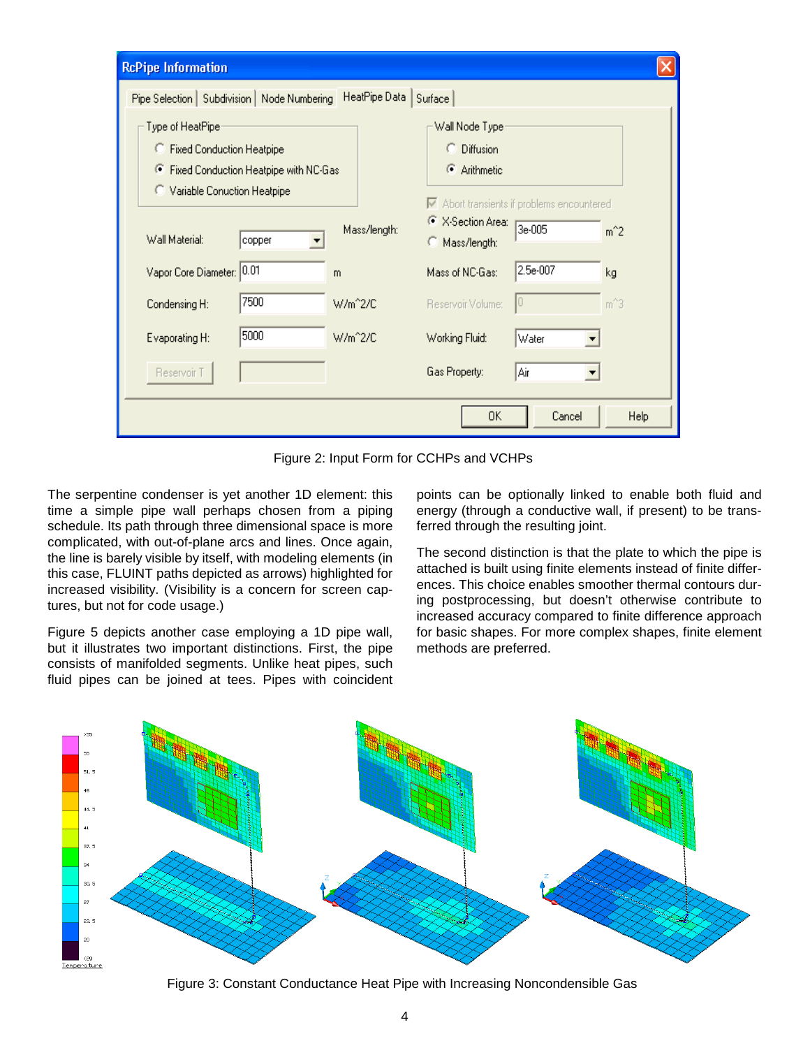Figure 2: Input Form for CCHPs and VCHPs

The serpentine condenser is yet another 1D element: this time a simple pipe wall perhaps chosen from a piping schedule. Its path through three dimensional space is more complicated, with out-of-plane arcs and lines. Once again, the line is barely visible by itself, with modeling elements (in this case, FLUINT paths depicted as arrows) highlighted for increased visibility. (Visibility is a concern for screen captures, but not for code usage.)

Figure 5 depicts another case employing a 1D pipe wall, but it illustrates two important distinctions. First, the pipe consists of manifolded segments. Unlike heat pipes, such fluid pipes can be joined at tees. Pipes with coincident points can be optionally linked to enable both fluid and energy (through a conductive wall, if present) to be transferred through the resulting joint.

The second distinction is that the plate to which the pipe is attached is built using finite elements instead of finite differences. This choice enables smoother thermal contours during postprocessing, but doesn't otherwise contribute to increased accuracy compared to finite difference approach for basic shapes. For more complex shapes, finite element methods are preferred.

Figure 3: Constant Conductance Heat Pipe with Increasing Noncondensible Gas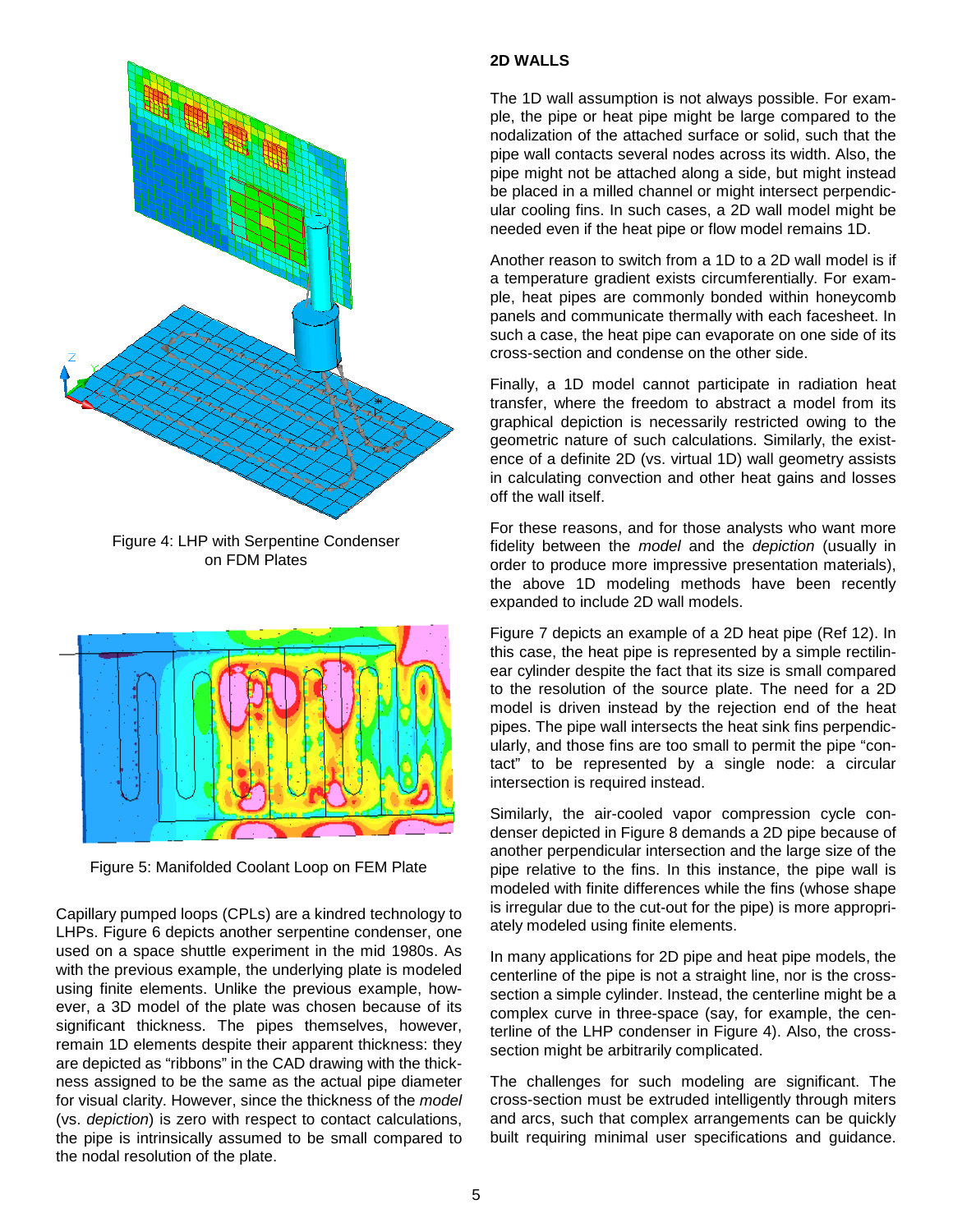Figure 4: LHP with Serpentine Condenser on FDM Plates

Figure 5: Manifolded Coolant Loop on FEM Plate

Capillary pumped loops (CPLs) are a kindred technology to LHPs. Figure 6 depicts another serpentine condenser, one used on a space shuttle experiment in the mid 1980s. As with the previous example, the underlying plate is modeled using finite elements. Unlike the previous example, however, a 3D model of the plate was chosen because of its significant thickness. The pipes themselves, however, remain 1D elements despite their apparent thickness: they are depicted as "ribbons" in the CAD drawing with the thickness assigned to be the same as the actual pipe diameter for visual clarity. However, since the thickness of the *model* (vs. *depiction*) is zero with respect to contact calculations, the pipe is intrinsically assumed to be small compared to the nodal resolution of the plate.

## 2D WALLS

The 1D wall assumption is not always possible. For example, the pipe or heat pipe might be large compared to the nodalization of the attached surface or solid, such that the pipe wall contacts several nodes across its width. Also, the pipe might not be attached along a side, but might instead be placed in a milled channel or might intersect perpendicular cooling fins. In such cases, a 2D wall model might be needed even if the heat pipe or flow model remains 1D.

Another reason to switch from a 1D to a 2D wall model is if a temperature gradient exists circumferentially. For example, heat pipes are commonly bonded within honeycomb panels and communicate thermally with each facesheet. In such a case, the heat pipe can evaporate on one side of its cross-section and condense on the other side.

Finally, a 1D model cannot participate in radiation heat transfer, where the freedom to abstract a model from its graphical depiction is necessarily restricted owing to the geometric nature of such calculations. Similarly, the existence of a definite 2D (vs. virtual 1D) wall geometry assists in calculating convection and other heat gains and losses off the wall itself.

For these reasons, and for those analysts who want more fidelity between the *model* and the *depiction* (usually in order to produce more impressive presentation materials), the above 1D modeling methods have been recently expanded to include 2D wall models.

Figure 7 depicts an example of a 2D heat pipe (Ref 12). In this case, the heat pipe is represented by a simple rectilinear cylinder despite the fact that its size is small compared to the resolution of the source plate. The need for a 2D model is driven instead by the rejection end of the heat pipes. The pipe wall intersects the heat sink fins perpendicularly, and those fins are too small to permit the pipe "contact" to be represented by a single node: a circular intersection is required instead.

Similarly, the air-cooled vapor compression cycle condenser depicted in Figure 8 demands a 2D pipe because of another perpendicular intersection and the large size of the pipe relative to the fins. In this instance, the pipe wall is modeled with finite differences while the fins (whose shape is irregular due to the cut-out for the pipe) is more appropriately modeled using finite elements.

In many applications for 2D pipe and heat pipe models, the centerline of the pipe is not a straight line, nor is the cross-section a simple cylinder. Instead, the centerline might be a complex curve in three-space (say, for example, the centerline of the LHP condenser in Figure 4). Also, the cross-section might be arbitrarily complicated.

The challenges for such modeling are significant. The cross-section must be extruded intelligently through miters and arcs, such that complex arrangements can be quickly built requiring minimal user specifications and guidance.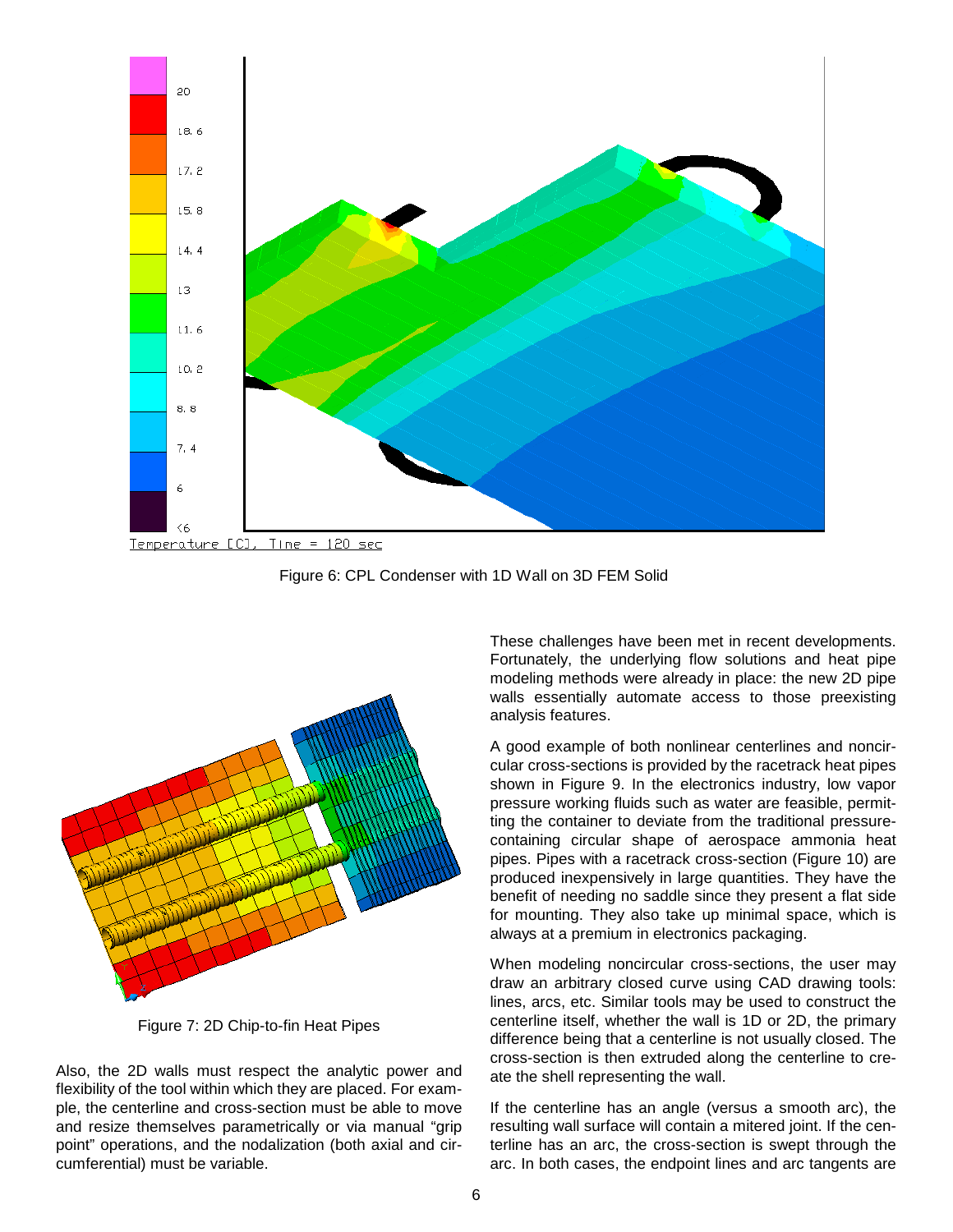Figure 6: CPL Condenser with 1D Wall on 3D FEM Solid

Figure 7: 2D Chip-to-fin Heat Pipes

Also, the 2D walls must respect the analytic power and flexibility of the tool within which they are placed. For example, the centerline and cross-section must be able to move and resize themselves parametrically or via manual “grip point” operations, and the nodalization (both axial and circumferential) must be variable.

These challenges have been met in recent developments. Fortunately, the underlying flow solutions and heat pipe modeling methods were already in place: the new 2D pipe walls essentially automate access to those preexisting analysis features.

A good example of both nonlinear centerlines and noncircular cross-sections is provided by the racetrack heat pipes shown in Figure 9. In the electronics industry, low vapor pressure working fluids such as water are feasible, permitting the container to deviate from the traditional pressure-containing circular shape of aerospace ammonia heat pipes. Pipes with a racetrack cross-section (Figure 10) are produced inexpensively in large quantities. They have the benefit of needing no saddle since they present a flat side for mounting. They also take up minimal space, which is always at a premium in electronics packaging.

When modeling noncircular cross-sections, the user may draw an arbitrary closed curve using CAD drawing tools: lines, arcs, etc. Similar tools may be used to construct the centerline itself, whether the wall is 1D or 2D, the primary difference being that a centerline is not usually closed. The cross-section is then extruded along the centerline to create the shell representing the wall.

If the centerline has an angle (versus a smooth arc), the resulting wall surface will contain a mitered joint. If the centerline has an arc, the cross-section is swept through the arc. In both cases, the endpoint lines and arc tangents are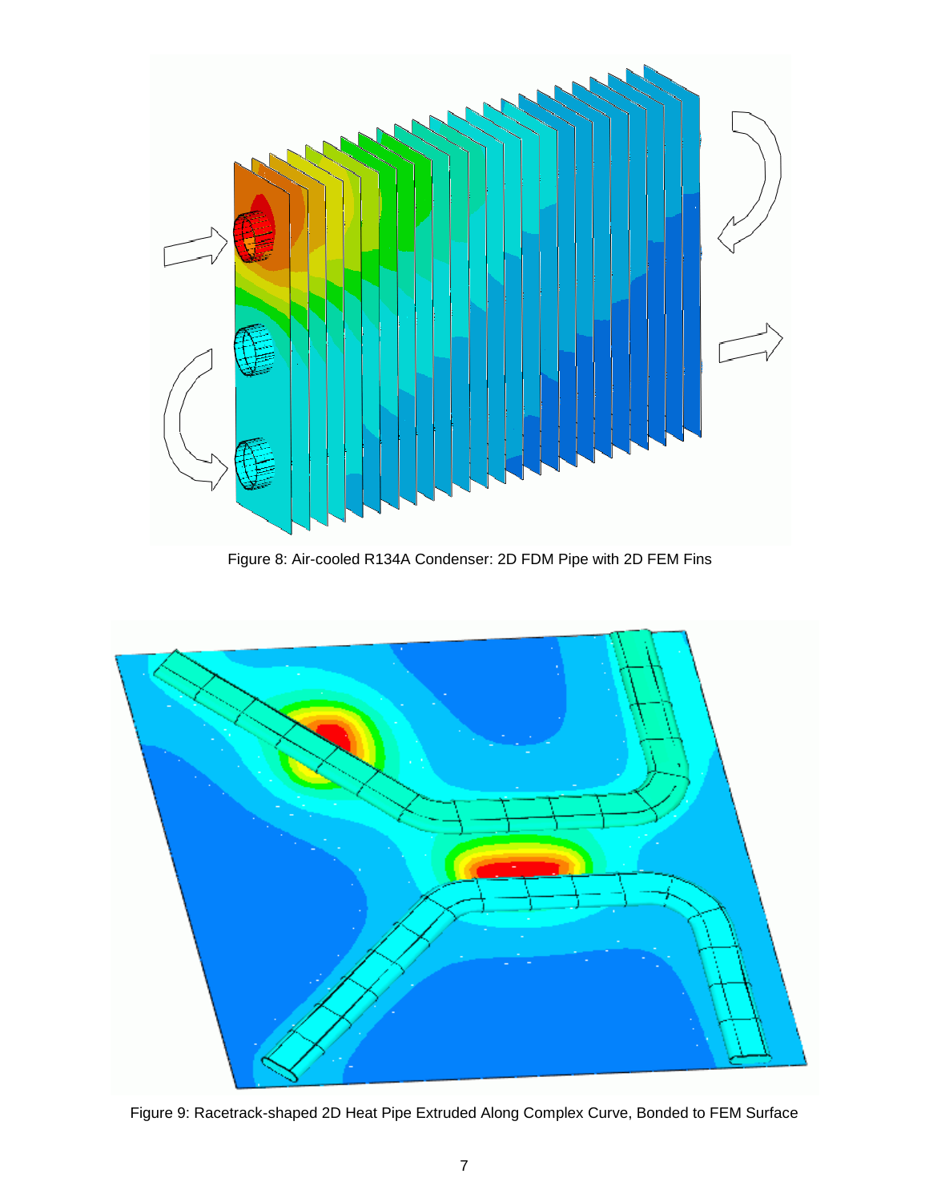Figure 8: Air-cooled R134A Condenser: 2D FDM Pipe with 2D FEM Fins

Figure 9: Racetrack-shaped 2D Heat Pipe Extruded Along Complex Curve, Bonded to FEM Surface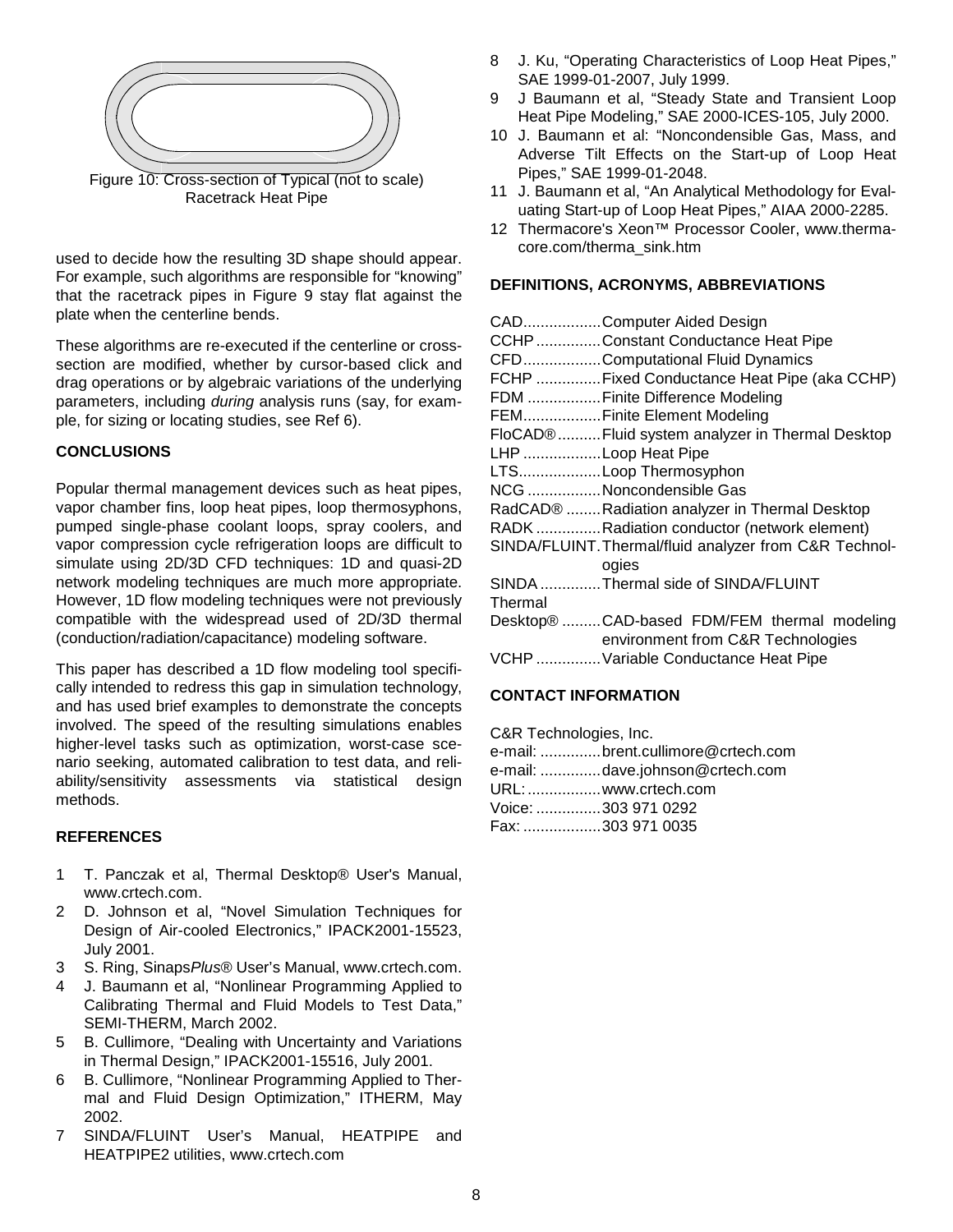Figure 10: Cross-section of Typical (not to scale) Racetrack Heat Pipe

used to decide how the resulting 3D shape should appear. For example, such algorithms are responsible for "knowing" that the racetrack pipes in Figure 9 stay flat against the plate when the centerline bends.

These algorithms are re-executed if the centerline or cross-section are modified, whether by cursor-based click and drag operations or by algebraic variations of the underlying parameters, including *during* analysis runs (say, for example, for sizing or locating studies, see Ref 6).

## CONCLUSIONS

Popular thermal management devices such as heat pipes, vapor chamber fins, loop heat pipes, loop thermosyphons, pumped single-phase coolant loops, spray coolers, and vapor compression cycle refrigeration loops are difficult to simulate using 2D/3D CFD techniques: 1D and quasi-2D network modeling techniques are much more appropriate. However, 1D flow modeling techniques were not previously compatible with the widespread used of 2D/3D thermal (conduction/radiation/capacitance) modeling software.

This paper has described a 1D flow modeling tool specifically intended to redress this gap in simulation technology, and has used brief examples to demonstrate the concepts involved. The speed of the resulting simulations enables higher-level tasks such as optimization, worst-case scenario seeking, automated calibration to test data, and reliability/sensitivity assessments via statistical design methods.

## REFERENCES

1. T. Panczak et al, Thermal Desktop® User's Manual, www.crtech.com.
2. D. Johnson et al, "Novel Simulation Techniques for Design of Air-cooled Electronics," IPACK2001-15523, July 2001.
3. S. Ring, Sinaps*Plus*® User's Manual, www.crtech.com.
4. J. Baumann et al, "Nonlinear Programming Applied to Calibrating Thermal and Fluid Models to Test Data," SEMI-THERM, March 2002.
5. B. Cullimore, "Dealing with Uncertainty and Variations in Thermal Design," IPACK2001-15516, July 2001.
6. B. Cullimore, "Nonlinear Programming Applied to Thermal and Fluid Design Optimization," ITHERM, May 2002.
7. SINDA/FLUINT User's Manual, HEATPIPE and HEATPIPE2 utilities, www.crtech.com
8. J. Ku, "Operating Characteristics of Loop Heat Pipes," SAE 1999-01-2007, July 1999.
9. J Baumann et al, "Steady State and Transient Loop Heat Pipe Modeling," SAE 2000-ICES-105, July 2000.
10. J. Baumann et al: "Noncondensible Gas, Mass, and Adverse Tilt Effects on the Start-up of Loop Heat Pipes," SAE 1999-01-2048.
11. J. Baumann et al, "An Analytical Methodology for Evaluating Start-up of Loop Heat Pipes," AIAA 2000-2285.
12. Thermacore's Xeon™ Processor Cooler, www.thermacore.com/therma_sink.htm

## DEFINITIONS, ACRONYMS, ABBREVIATIONS

CAD.................Computer Aided Design
CCHP ...............Constant Conductance Heat Pipe
CFD..................Computational Fluid Dynamics
FCHP ...............Fixed Conductance Heat Pipe (aka CCHP)
FDM .................Finite Difference Modeling
FEM..................Finite Element Modeling
FloCAD®..........Fluid system analyzer in Thermal Desktop
LHP ..................Loop Heat Pipe
LTS...................Loop Thermosyphon
NCG .................Noncondensible Gas
RadCAD® ........Radiation analyzer in Thermal Desktop
RADK ...............Radiation conductor (network element)
SINDA/FLUINT.Thermal/fluid analyzer from C&R Technologies
SINDA ..............Thermal side of SINDA/FLUINT
Thermal Desktop® .........CAD-based FDM/FEM thermal modeling environment from C&R Technologies
VCHP ...............Variable Conductance Heat Pipe

## CONTACT INFORMATION

C&R Technologies, Inc.
e-mail: ..............brent.cullimore@crtech.com
e-mail: ..............dave.johnson@crtech.com
URL: .................www.crtech.com
Voice: ...............303 971 0292
Fax: ..................303 971 0035